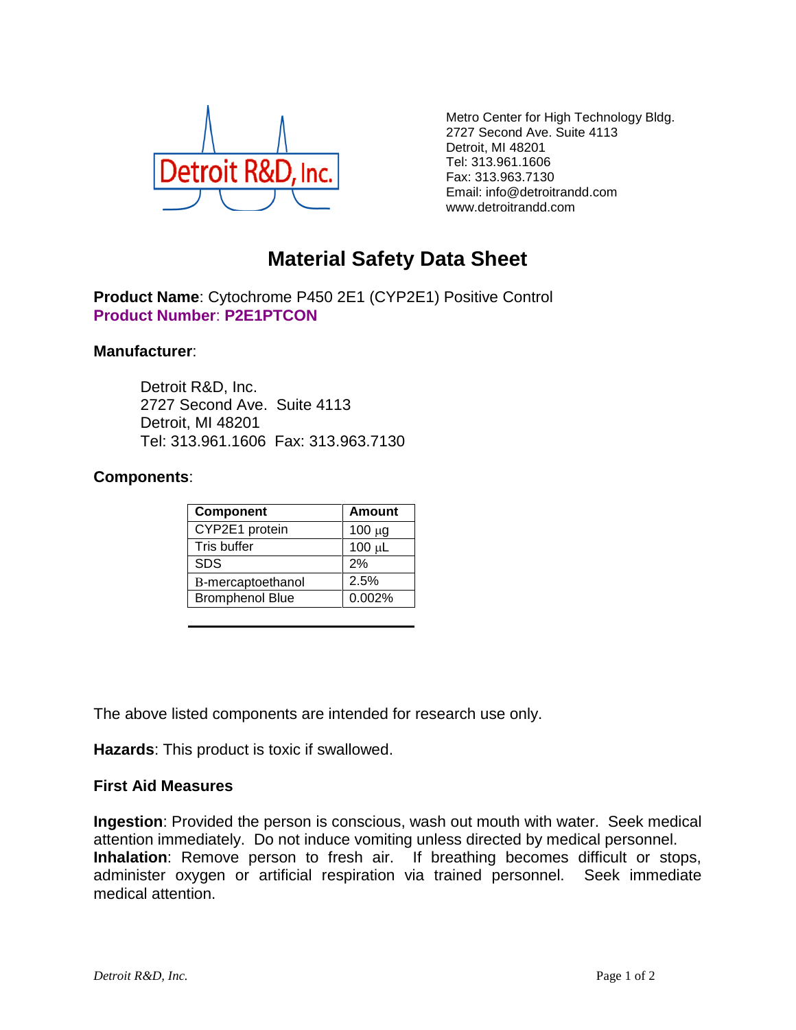Detroit R&D, Inc.

Metro Center for High Technology Bldg.
2727 Second Ave. Suite 4113
Detroit, MI 48201
Tel: 313.961.1606
Fax: 313.963.7130
Email: info@detroitrandd.com
www.detroitrandd.com

# Material Safety Data Sheet

**Product Name**: Cytochrome P450 2E1 (CYP2E1) Positive Control
**Product Number**: **P2E1PTCON**

**Manufacturer**:

Detroit R&D, Inc.
2727 Second Ave. Suite 4113
Detroit, MI 48201
Tel: 313.961.1606 Fax: 313.963.7130

**Components**:

| Component | Amount |
|---|---|
| CYP2E1 protein | 100 μg |
| Tris buffer | 100 μL |
| SDS | 2% |
| Β-mercaptoethanol | 2.5% |
| Bromphenol Blue | 0.002% |

The above listed components are intended for research use only.

**Hazards**: This product is toxic if swallowed.

**First Aid Measures**

**Ingestion**: Provided the person is conscious, wash out mouth with water. Seek medical attention immediately. Do not induce vomiting unless directed by medical personnel.
**Inhalation**: Remove person to fresh air. If breathing becomes difficult or stops, administer oxygen or artificial respiration via trained personnel. Seek immediate medical attention.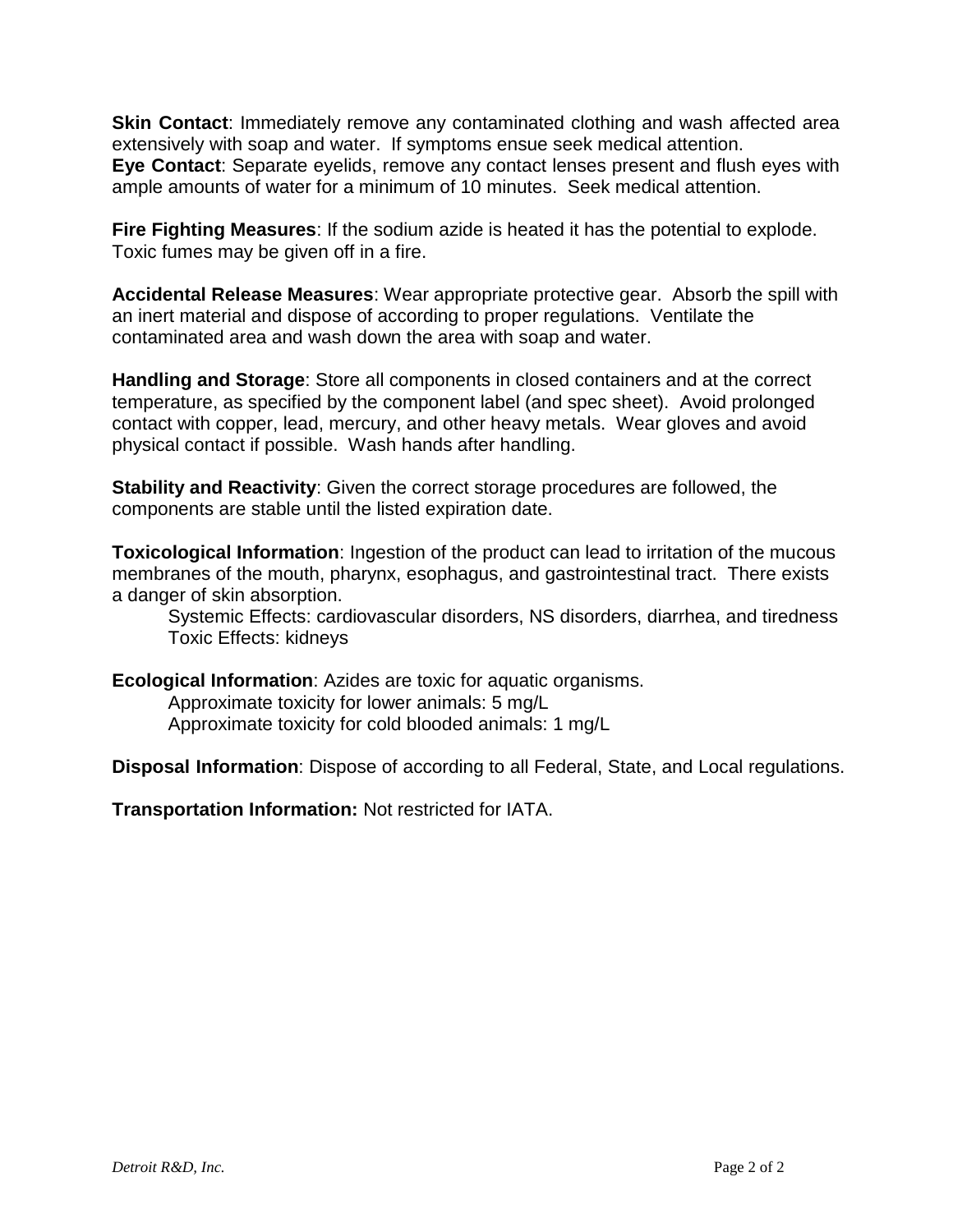**Skin Contact**: Immediately remove any contaminated clothing and wash affected area extensively with soap and water. If symptoms ensue seek medical attention.
**Eye Contact**: Separate eyelids, remove any contact lenses present and flush eyes with ample amounts of water for a minimum of 10 minutes. Seek medical attention.

**Fire Fighting Measures**: If the sodium azide is heated it has the potential to explode. Toxic fumes may be given off in a fire.

**Accidental Release Measures**: Wear appropriate protective gear. Absorb the spill with an inert material and dispose of according to proper regulations. Ventilate the contaminated area and wash down the area with soap and water.

**Handling and Storage**: Store all components in closed containers and at the correct temperature, as specified by the component label (and spec sheet). Avoid prolonged contact with copper, lead, mercury, and other heavy metals. Wear gloves and avoid physical contact if possible. Wash hands after handling.

**Stability and Reactivity**: Given the correct storage procedures are followed, the components are stable until the listed expiration date.

**Toxicological Information**: Ingestion of the product can lead to irritation of the mucous membranes of the mouth, pharynx, esophagus, and gastrointestinal tract. There exists a danger of skin absorption.

Systemic Effects: cardiovascular disorders, NS disorders, diarrhea, and tiredness
Toxic Effects: kidneys

**Ecological Information**: Azides are toxic for aquatic organisms.

Approximate toxicity for lower animals: 5 mg/L
Approximate toxicity for cold blooded animals: 1 mg/L

**Disposal Information**: Dispose of according to all Federal, State, and Local regulations.

**Transportation Information:** Not restricted for IATA.